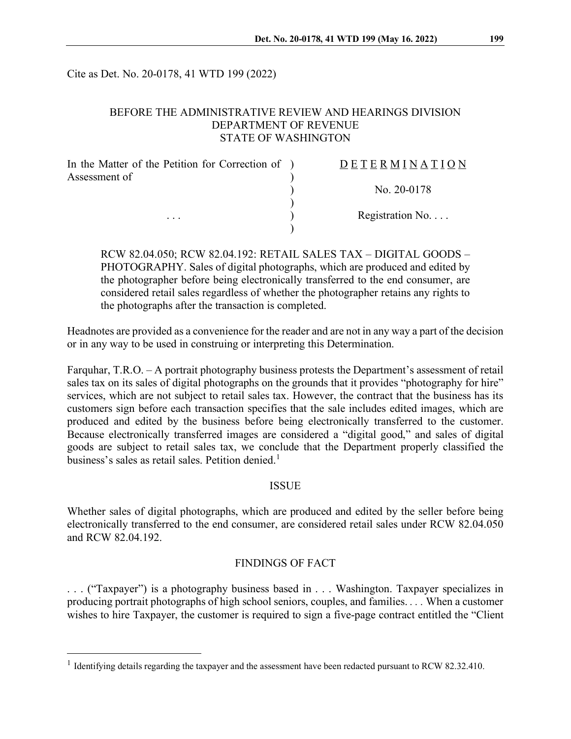Cite as Det. No. 20-0178, 41 WTD 199 (2022)

BEFORE THE ADMINISTRATIVE REVIEW AND HEARINGS DIVISION
DEPARTMENT OF REVENUE
STATE OF WASHINGTON

| | |
|---|---|
| In the Matter of the Petition for Correction of Assessment of | D E T E R M I N A T I O N |
| | No. 20-0178 |
| . . . | Registration No. . . . |

RCW 82.04.050; RCW 82.04.192: RETAIL SALES TAX – DIGITAL GOODS – PHOTOGRAPHY. Sales of digital photographs, which are produced and edited by the photographer before being electronically transferred to the end consumer, are considered retail sales regardless of whether the photographer retains any rights to the photographs after the transaction is completed.

Headnotes are provided as a convenience for the reader and are not in any way a part of the decision or in any way to be used in construing or interpreting this Determination.

Farquhar, T.R.O. – A portrait photography business protests the Department's assessment of retail sales tax on its sales of digital photographs on the grounds that it provides "photography for hire" services, which are not subject to retail sales tax. However, the contract that the business has its customers sign before each transaction specifies that the sale includes edited images, which are produced and edited by the business before being electronically transferred to the customer. Because electronically transferred images are considered a "digital good," and sales of digital goods are subject to retail sales tax, we conclude that the Department properly classified the business's sales as retail sales. Petition denied.[1]

## ISSUE

Whether sales of digital photographs, which are produced and edited by the seller before being electronically transferred to the end consumer, are considered retail sales under RCW 82.04.050 and RCW 82.04.192.

## FINDINGS OF FACT

. . . ("Taxpayer") is a photography business based in . . . Washington. Taxpayer specializes in producing portrait photographs of high school seniors, couples, and families. . . . When a customer wishes to hire Taxpayer, the customer is required to sign a five-page contract entitled the "Client

[1] Identifying details regarding the taxpayer and the assessment have been redacted pursuant to RCW 82.32.410.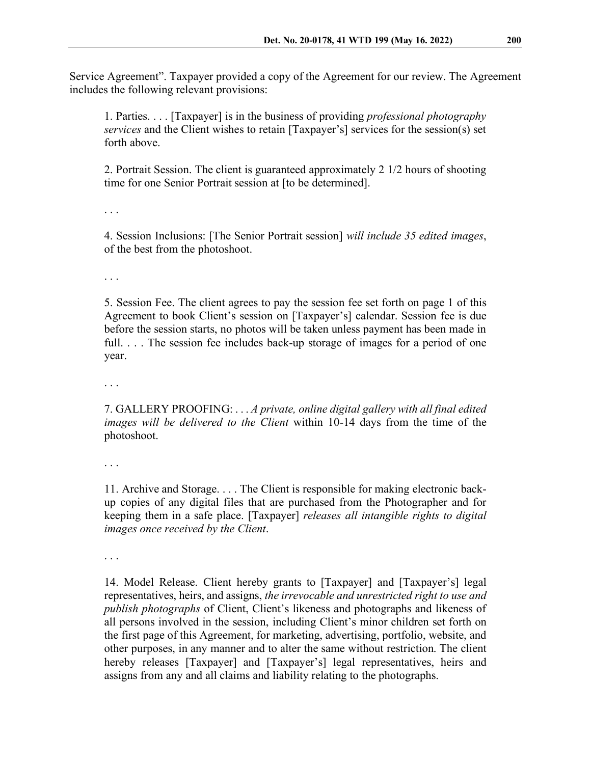Service Agreement”. Taxpayer provided a copy of the Agreement for our review. The Agreement includes the following relevant provisions:

> 1. Parties. . . . [Taxpayer] is in the business of providing *professional photography services* and the Client wishes to retain [Taxpayer’s] services for the session(s) set forth above.
>
> 2. Portrait Session. The client is guaranteed approximately 2 1/2 hours of shooting time for one Senior Portrait session at [to be determined].
>
> . . .
>
> 4. Session Inclusions: [The Senior Portrait session] *will include 35 edited images*, of the best from the photoshoot.
>
> . . .
>
> 5. Session Fee. The client agrees to pay the session fee set forth on page 1 of this Agreement to book Client’s session on [Taxpayer’s] calendar. Session fee is due before the session starts, no photos will be taken unless payment has been made in full. . . . The session fee includes back-up storage of images for a period of one year.
>
> . . .
>
> 7. GALLERY PROOFING: . . . *A private, online digital gallery with all final edited images will be delivered to the Client* within 10-14 days from the time of the photoshoot.
>
> . . .
>
> 11. Archive and Storage. . . . The Client is responsible for making electronic back-up copies of any digital files that are purchased from the Photographer and for keeping them in a safe place. [Taxpayer] *releases all intangible rights to digital images once received by the Client*.
>
> . . .
>
> 14. Model Release. Client hereby grants to [Taxpayer] and [Taxpayer’s] legal representatives, heirs, and assigns, *the irrevocable and unrestricted right to use and publish photographs* of Client, Client’s likeness and photographs and likeness of all persons involved in the session, including Client’s minor children set forth on the first page of this Agreement, for marketing, advertising, portfolio, website, and other purposes, in any manner and to alter the same without restriction. The client hereby releases [Taxpayer] and [Taxpayer’s] legal representatives, heirs and assigns from any and all claims and liability relating to the photographs.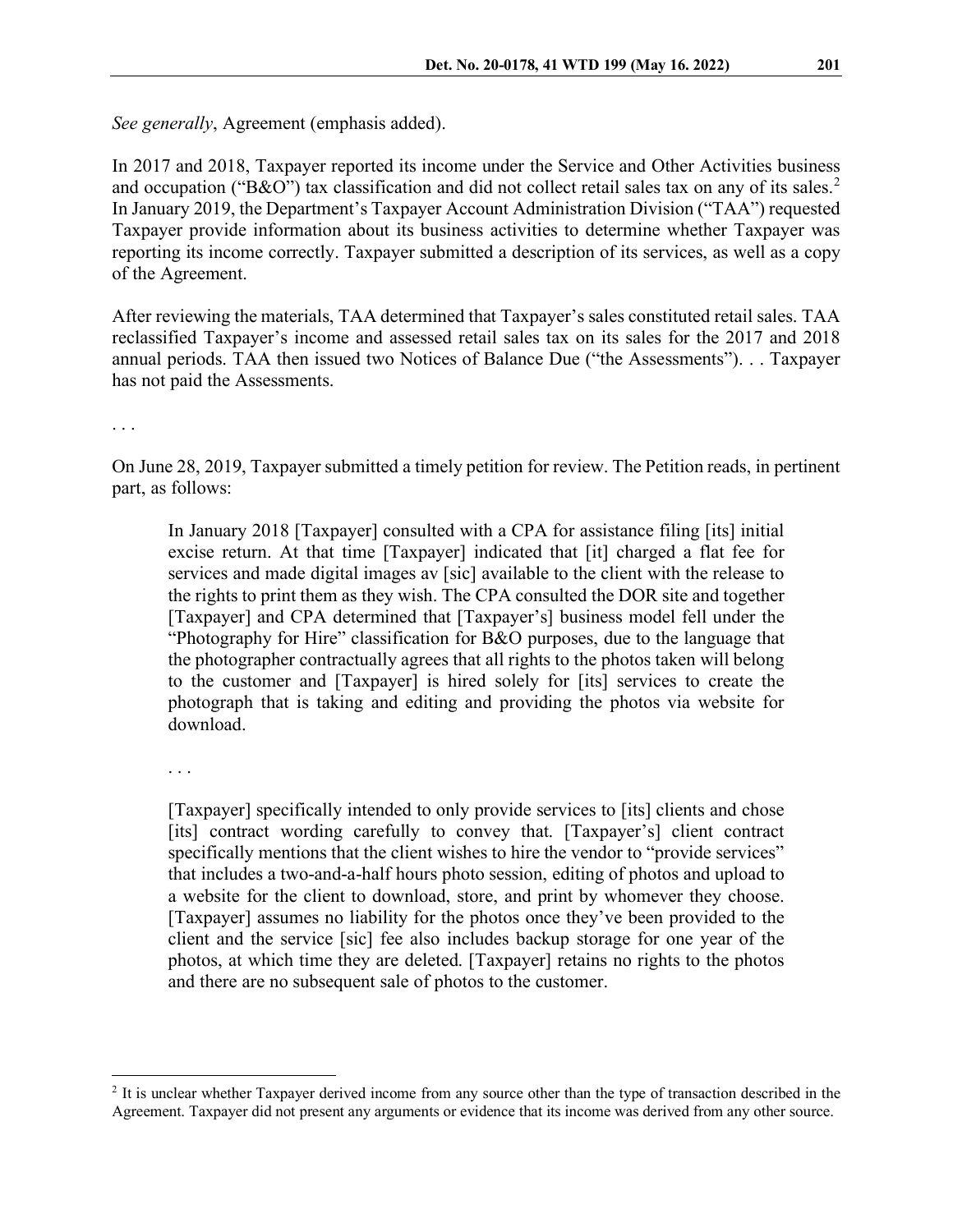*See generally*, Agreement (emphasis added).

In 2017 and 2018, Taxpayer reported its income under the Service and Other Activities business and occupation ("B&O") tax classification and did not collect retail sales tax on any of its sales.[2] In January 2019, the Department's Taxpayer Account Administration Division ("TAA") requested Taxpayer provide information about its business activities to determine whether Taxpayer was reporting its income correctly. Taxpayer submitted a description of its services, as well as a copy of the Agreement.

After reviewing the materials, TAA determined that Taxpayer's sales constituted retail sales. TAA reclassified Taxpayer's income and assessed retail sales tax on its sales for the 2017 and 2018 annual periods. TAA then issued two Notices of Balance Due ("the Assessments"). . . Taxpayer has not paid the Assessments.

. . .

On June 28, 2019, Taxpayer submitted a timely petition for review. The Petition reads, in pertinent part, as follows:

> In January 2018 [Taxpayer] consulted with a CPA for assistance filing [its] initial excise return. At that time [Taxpayer] indicated that [it] charged a flat fee for services and made digital images av [sic] available to the client with the release to the rights to print them as they wish. The CPA consulted the DOR site and together [Taxpayer] and CPA determined that [Taxpayer's] business model fell under the "Photography for Hire" classification for B&O purposes, due to the language that the photographer contractually agrees that all rights to the photos taken will belong to the customer and [Taxpayer] is hired solely for [its] services to create the photograph that is taking and editing and providing the photos via website for download.
>
> . . .
>
> [Taxpayer] specifically intended to only provide services to [its] clients and chose [its] contract wording carefully to convey that. [Taxpayer's] client contract specifically mentions that the client wishes to hire the vendor to "provide services" that includes a two-and-a-half hours photo session, editing of photos and upload to a website for the client to download, store, and print by whomever they choose. [Taxpayer] assumes no liability for the photos once they've been provided to the client and the service [sic] fee also includes backup storage for one year of the photos, at which time they are deleted. [Taxpayer] retains no rights to the photos and there are no subsequent sale of photos to the customer.

---

[2] It is unclear whether Taxpayer derived income from any source other than the type of transaction described in the Agreement. Taxpayer did not present any arguments or evidence that its income was derived from any other source.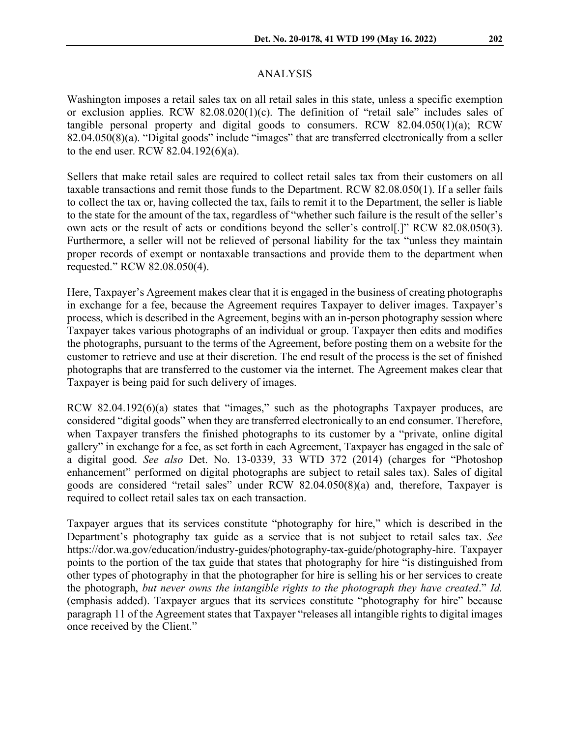## ANALYSIS

Washington imposes a retail sales tax on all retail sales in this state, unless a specific exemption or exclusion applies. RCW 82.08.020(1)(c). The definition of "retail sale" includes sales of tangible personal property and digital goods to consumers. RCW 82.04.050(1)(a); RCW 82.04.050(8)(a). "Digital goods" include "images" that are transferred electronically from a seller to the end user. RCW 82.04.192(6)(a).

Sellers that make retail sales are required to collect retail sales tax from their customers on all taxable transactions and remit those funds to the Department. RCW 82.08.050(1). If a seller fails to collect the tax or, having collected the tax, fails to remit it to the Department, the seller is liable to the state for the amount of the tax, regardless of "whether such failure is the result of the seller's own acts or the result of acts or conditions beyond the seller's control[.]" RCW 82.08.050(3). Furthermore, a seller will not be relieved of personal liability for the tax "unless they maintain proper records of exempt or nontaxable transactions and provide them to the department when requested." RCW 82.08.050(4).

Here, Taxpayer's Agreement makes clear that it is engaged in the business of creating photographs in exchange for a fee, because the Agreement requires Taxpayer to deliver images. Taxpayer's process, which is described in the Agreement, begins with an in-person photography session where Taxpayer takes various photographs of an individual or group. Taxpayer then edits and modifies the photographs, pursuant to the terms of the Agreement, before posting them on a website for the customer to retrieve and use at their discretion. The end result of the process is the set of finished photographs that are transferred to the customer via the internet. The Agreement makes clear that Taxpayer is being paid for such delivery of images.

RCW 82.04.192(6)(a) states that "images," such as the photographs Taxpayer produces, are considered "digital goods" when they are transferred electronically to an end consumer. Therefore, when Taxpayer transfers the finished photographs to its customer by a "private, online digital gallery" in exchange for a fee, as set forth in each Agreement, Taxpayer has engaged in the sale of a digital good. *See also* Det. No. 13-0339, 33 WTD 372 (2014) (charges for "Photoshop enhancement" performed on digital photographs are subject to retail sales tax). Sales of digital goods are considered "retail sales" under RCW 82.04.050(8)(a) and, therefore, Taxpayer is required to collect retail sales tax on each transaction.

Taxpayer argues that its services constitute "photography for hire," which is described in the Department's photography tax guide as a service that is not subject to retail sales tax. *See* https://dor.wa.gov/education/industry-guides/photography-tax-guide/photography-hire. Taxpayer points to the portion of the tax guide that states that photography for hire "is distinguished from other types of photography in that the photographer for hire is selling his or her services to create the photograph, *but never owns the intangible rights to the photograph they have created*." *Id.* (emphasis added). Taxpayer argues that its services constitute "photography for hire" because paragraph 11 of the Agreement states that Taxpayer "releases all intangible rights to digital images once received by the Client."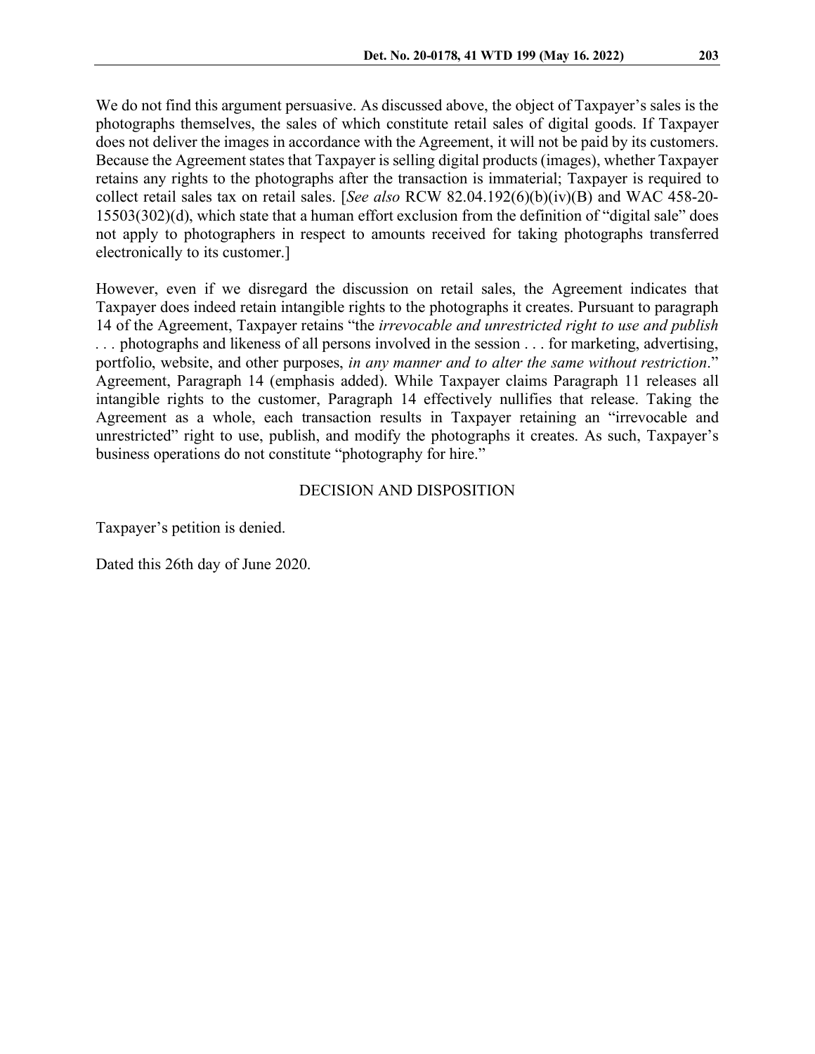We do not find this argument persuasive. As discussed above, the object of Taxpayer's sales is the photographs themselves, the sales of which constitute retail sales of digital goods. If Taxpayer does not deliver the images in accordance with the Agreement, it will not be paid by its customers. Because the Agreement states that Taxpayer is selling digital products (images), whether Taxpayer retains any rights to the photographs after the transaction is immaterial; Taxpayer is required to collect retail sales tax on retail sales. [*See also* RCW 82.04.192(6)(b)(iv)(B) and WAC 458-20-15503(302)(d), which state that a human effort exclusion from the definition of "digital sale" does not apply to photographers in respect to amounts received for taking photographs transferred electronically to its customer.]

However, even if we disregard the discussion on retail sales, the Agreement indicates that Taxpayer does indeed retain intangible rights to the photographs it creates. Pursuant to paragraph 14 of the Agreement, Taxpayer retains "the *irrevocable and unrestricted right to use and publish* . . . photographs and likeness of all persons involved in the session . . . for marketing, advertising, portfolio, website, and other purposes, *in any manner and to alter the same without restriction*." Agreement, Paragraph 14 (emphasis added). While Taxpayer claims Paragraph 11 releases all intangible rights to the customer, Paragraph 14 effectively nullifies that release. Taking the Agreement as a whole, each transaction results in Taxpayer retaining an "irrevocable and unrestricted" right to use, publish, and modify the photographs it creates. As such, Taxpayer's business operations do not constitute "photography for hire."

## DECISION AND DISPOSITION

Taxpayer's petition is denied.

Dated this 26th day of June 2020.